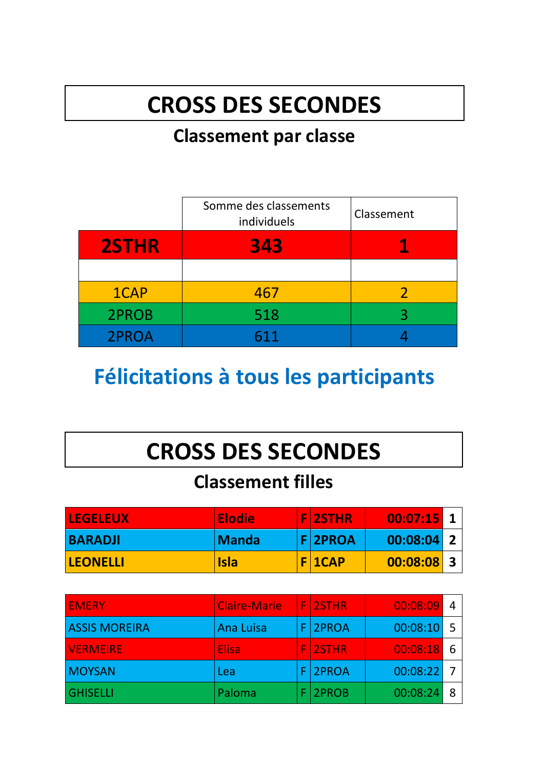# CROSS DES SECONDES

## Classement par classe

| | Somme des classements individuels | Classement |
|---|---|---|
| **2STHR** | **343** | **1** |
| | | |
| 1CAP | 467 | 2 |
| 2PROB | 518 | 3 |
| 2PROA | 611 | 4 |

## Félicitations à tous les participants

# CROSS DES SECONDES

## Classement filles

| | | | | | |
|---|---|---|---|---|---|
| **LEGELEUX** | **Elodie** | **F** | **2STHR** | **00:07:15** | **1** |
| **BARADJI** | **Manda** | **F** | **2PROA** | **00:08:04** | **2** |
| **LEONELLI** | **Isla** | **F** | **1CAP** | **00:08:08** | **3** |

| | | | | | |
|---|---|---|---|---|---|
| EMERY | Claire-Marie | F | 2STHR | 00:08:09 | 4 |
| ASSIS MOREIRA | Ana Luisa | F | 2PROA | 00:08:10 | 5 |
| VERMEIRE | Elisa | F | 2STHR | 00:08:18 | 6 |
| MOYSAN | Lea | F | 2PROA | 00:08:22 | 7 |
| GHISELLI | Paloma | F | 2PROB | 00:08:24 | 8 |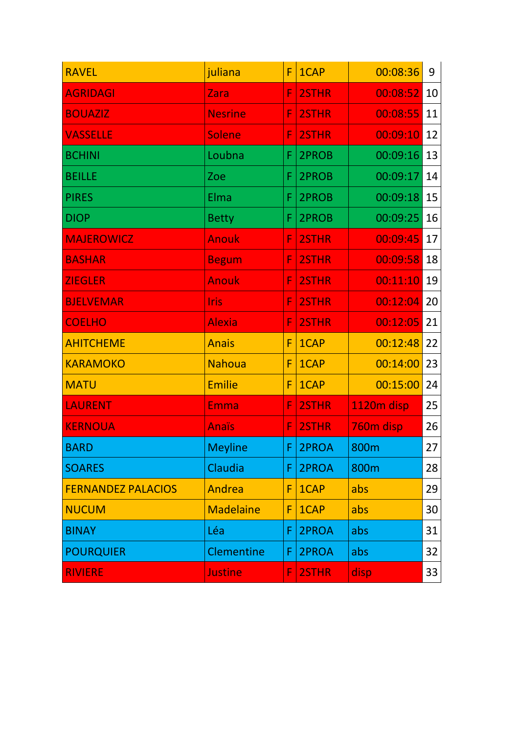| | | | | | |
|---|---|---|---|---|---|
| RAVEL | juliana | F | 1CAP | 00:08:36 | 9 |
| AGRIDAGI | Zara | F | 2STHR | 00:08:52 | 10 |
| BOUAZIZ | Nesrine | F | 2STHR | 00:08:55 | 11 |
| VASSELLE | Solene | F | 2STHR | 00:09:10 | 12 |
| BCHINI | Loubna | F | 2PROB | 00:09:16 | 13 |
| BEILLE | Zoe | F | 2PROB | 00:09:17 | 14 |
| PIRES | Elma | F | 2PROB | 00:09:18 | 15 |
| DIOP | Betty | F | 2PROB | 00:09:25 | 16 |
| MAJEROWICZ | Anouk | F | 2STHR | 00:09:45 | 17 |
| BASHAR | Begum | F | 2STHR | 00:09:58 | 18 |
| ZIEGLER | Anouk | F | 2STHR | 00:11:10 | 19 |
| BJELVEMAR | Iris | F | 2STHR | 00:12:04 | 20 |
| COELHO | Alexia | F | 2STHR | 00:12:05 | 21 |
| AHITCHEME | Anais | F | 1CAP | 00:12:48 | 22 |
| KARAMOKO | Nahoua | F | 1CAP | 00:14:00 | 23 |
| MATU | Emilie | F | 1CAP | 00:15:00 | 24 |
| LAURENT | Emma | F | 2STHR | 1120m disp | 25 |
| KERNOUA | Anaïs | F | 2STHR | 760m disp | 26 |
| BARD | Meyline | F | 2PROA | 800m | 27 |
| SOARES | Claudia | F | 2PROA | 800m | 28 |
| FERNANDEZ PALACIOS | Andrea | F | 1CAP | abs | 29 |
| NUCUM | Madelaine | F | 1CAP | abs | 30 |
| BINAY | Léa | F | 2PROA | abs | 31 |
| POURQUIER | Clementine | F | 2PROA | abs | 32 |
| RIVIERE | Justine | F | 2STHR | disp | 33 |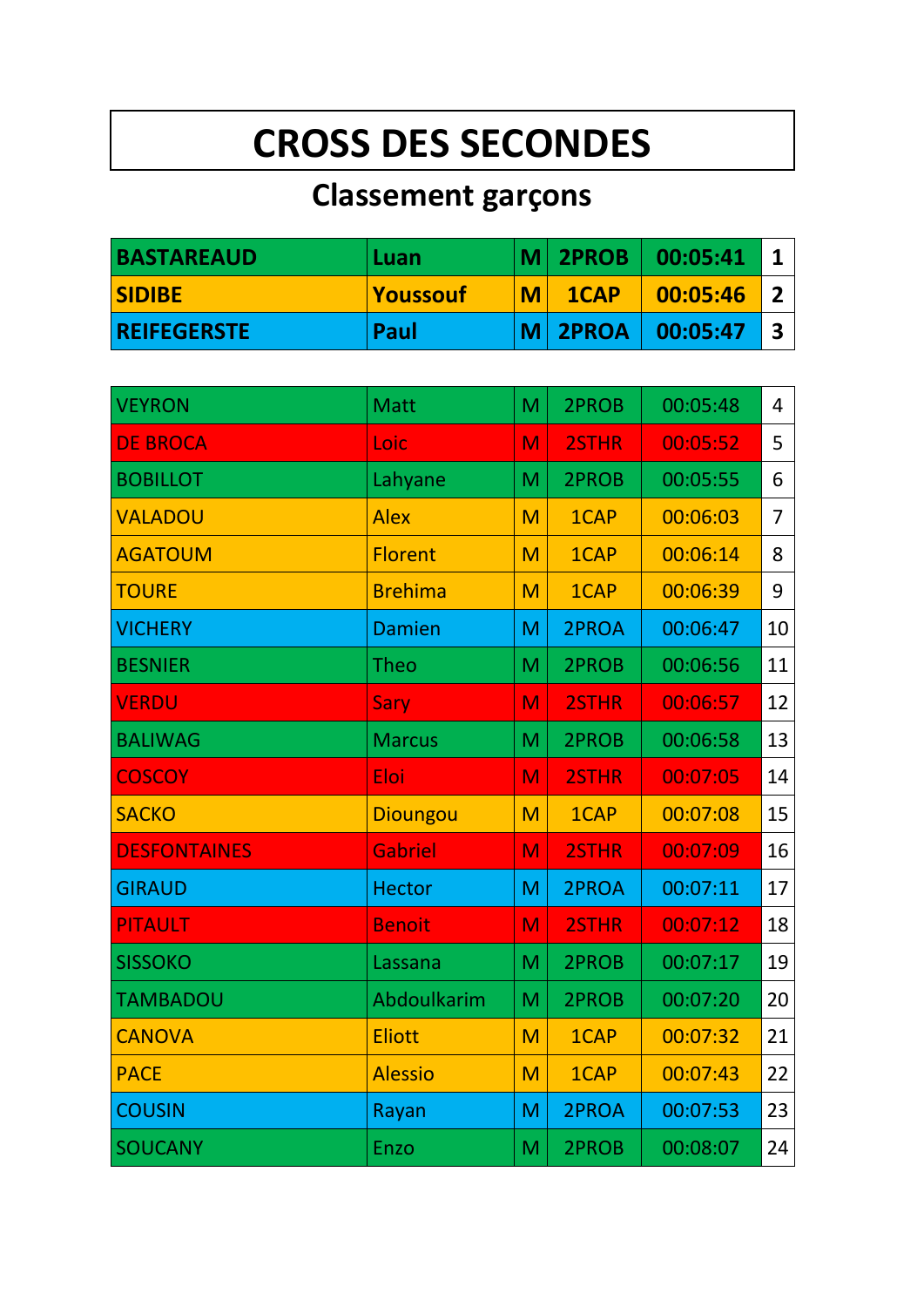# CROSS DES SECONDES

## Classement garçons

| | | | | | |
|---|---|---|---|---|---|
| **BASTAREAUD** | **Luan** | **M** | **2PROB** | **00:05:41** | **1** |
| **SIDIBE** | **Youssouf** | **M** | **1CAP** | **00:05:46** | **2** |
| **REIFEGERSTE** | **Paul** | **M** | **2PROA** | **00:05:47** | **3** |

| | | | | | |
|---|---|---|---|---|---|
| VEYRON | Matt | M | 2PROB | 00:05:48 | 4 |
| DE BROCA | Loic | M | 2STHR | 00:05:52 | 5 |
| BOBILLOT | Lahyane | M | 2PROB | 00:05:55 | 6 |
| VALADOU | Alex | M | 1CAP | 00:06:03 | 7 |
| AGATOUM | Florent | M | 1CAP | 00:06:14 | 8 |
| TOURE | Brehima | M | 1CAP | 00:06:39 | 9 |
| VICHERY | Damien | M | 2PROA | 00:06:47 | 10 |
| BESNIER | Theo | M | 2PROB | 00:06:56 | 11 |
| VERDU | Sary | M | 2STHR | 00:06:57 | 12 |
| BALIWAG | Marcus | M | 2PROB | 00:06:58 | 13 |
| COSCOY | Eloi | M | 2STHR | 00:07:05 | 14 |
| SACKO | Dioungou | M | 1CAP | 00:07:08 | 15 |
| DESFONTAINES | Gabriel | M | 2STHR | 00:07:09 | 16 |
| GIRAUD | Hector | M | 2PROA | 00:07:11 | 17 |
| PITAULT | Benoit | M | 2STHR | 00:07:12 | 18 |
| SISSOKO | Lassana | M | 2PROB | 00:07:17 | 19 |
| TAMBADOU | Abdoulkarim | M | 2PROB | 00:07:20 | 20 |
| CANOVA | Eliott | M | 1CAP | 00:07:32 | 21 |
| PACE | Alessio | M | 1CAP | 00:07:43 | 22 |
| COUSIN | Rayan | M | 2PROA | 00:07:53 | 23 |
| SOUCANY | Enzo | M | 2PROB | 00:08:07 | 24 |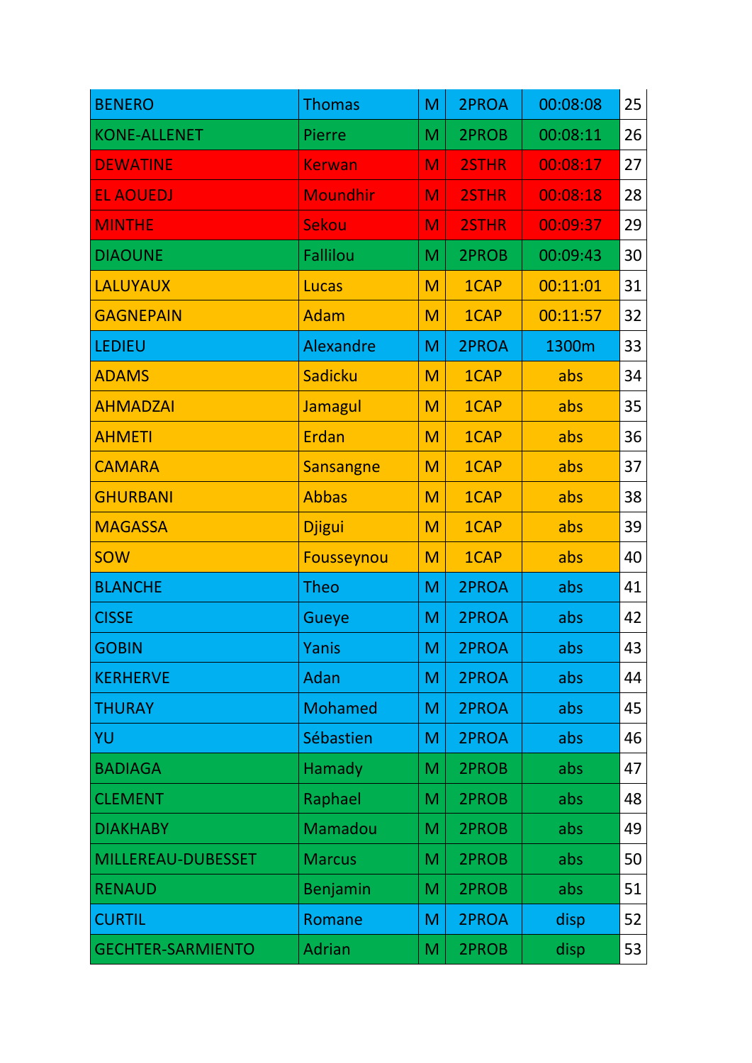| | | | | | |
|---|---|---|---|---|---|
| BENERO | Thomas | M | 2PROA | 00:08:08 | 25 |
| KONE-ALLENET | Pierre | M | 2PROB | 00:08:11 | 26 |
| DEWATINE | Kerwan | M | 2STHR | 00:08:17 | 27 |
| EL AOUEDJ | Moundhir | M | 2STHR | 00:08:18 | 28 |
| MINTHE | Sekou | M | 2STHR | 00:09:37 | 29 |
| DIAOUNE | Fallilou | M | 2PROB | 00:09:43 | 30 |
| LALUYAUX | Lucas | M | 1CAP | 00:11:01 | 31 |
| GAGNEPAIN | Adam | M | 1CAP | 00:11:57 | 32 |
| LEDIEU | Alexandre | M | 2PROA | 1300m | 33 |
| ADAMS | Sadicku | M | 1CAP | abs | 34 |
| AHMADZAI | Jamagul | M | 1CAP | abs | 35 |
| AHMETI | Erdan | M | 1CAP | abs | 36 |
| CAMARA | Sansangne | M | 1CAP | abs | 37 |
| GHURBANI | Abbas | M | 1CAP | abs | 38 |
| MAGASSA | Djigui | M | 1CAP | abs | 39 |
| SOW | Fousseynou | M | 1CAP | abs | 40 |
| BLANCHE | Theo | M | 2PROA | abs | 41 |
| CISSE | Gueye | M | 2PROA | abs | 42 |
| GOBIN | Yanis | M | 2PROA | abs | 43 |
| KERHERVE | Adan | M | 2PROA | abs | 44 |
| THURAY | Mohamed | M | 2PROA | abs | 45 |
| YU | Sébastien | M | 2PROA | abs | 46 |
| BADIAGA | Hamady | M | 2PROB | abs | 47 |
| CLEMENT | Raphael | M | 2PROB | abs | 48 |
| DIAKHABY | Mamadou | M | 2PROB | abs | 49 |
| MILLEREAU-DUBESSET | Marcus | M | 2PROB | abs | 50 |
| RENAUD | Benjamin | M | 2PROB | abs | 51 |
| CURTIL | Romane | M | 2PROA | disp | 52 |
| GECHTER-SARMIENTO | Adrian | M | 2PROB | disp | 53 |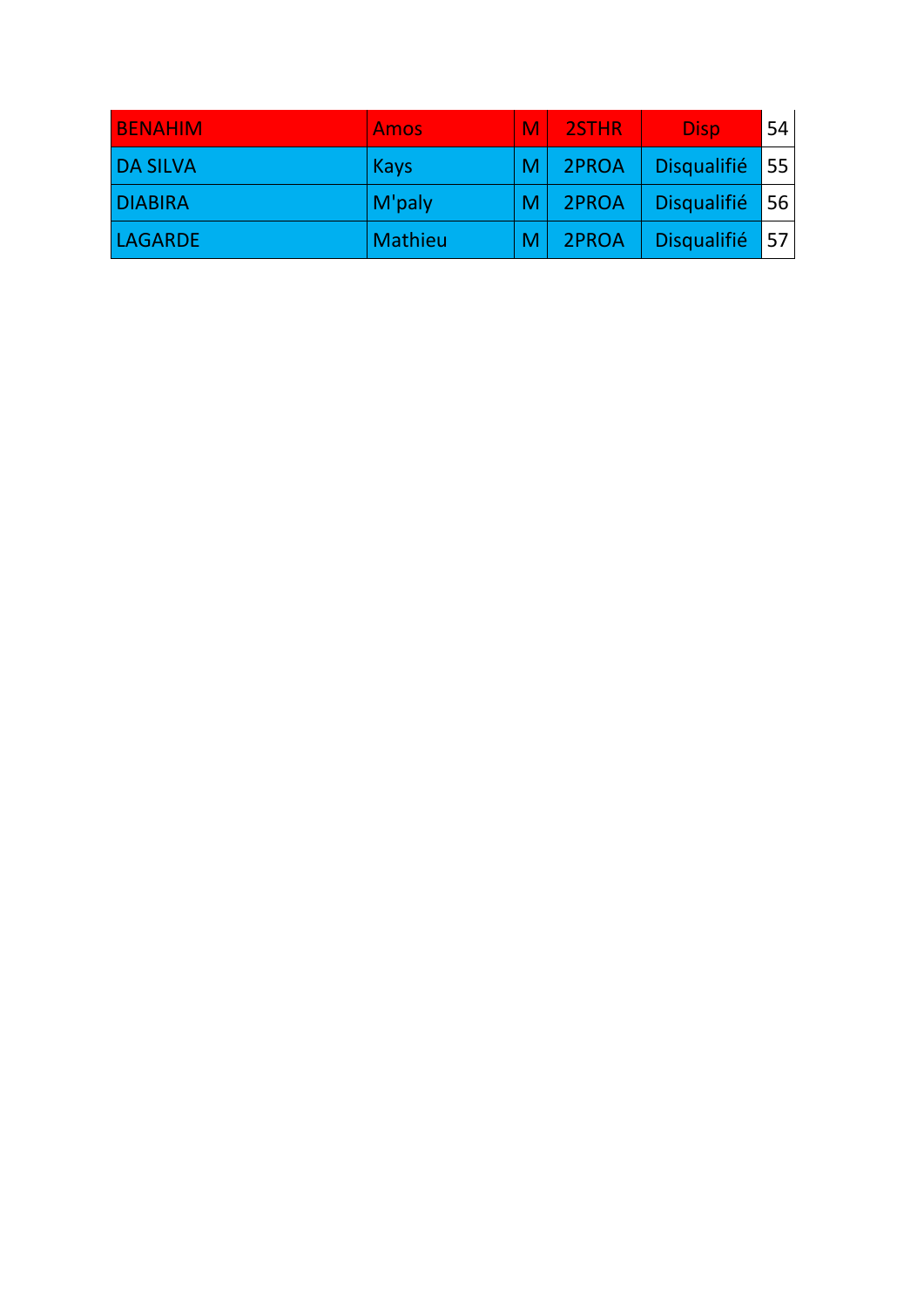| | | | | | |
|---|---|---|---|---|---|
| BENAHIM | Amos | M | 2STHR | Disp | 54 |
| DA SILVA | Kays | M | 2PROA | Disqualifié | 55 |
| DIABIRA | M'paly | M | 2PROA | Disqualifié | 56 |
| LAGARDE | Mathieu | M | 2PROA | Disqualifié | 57 |